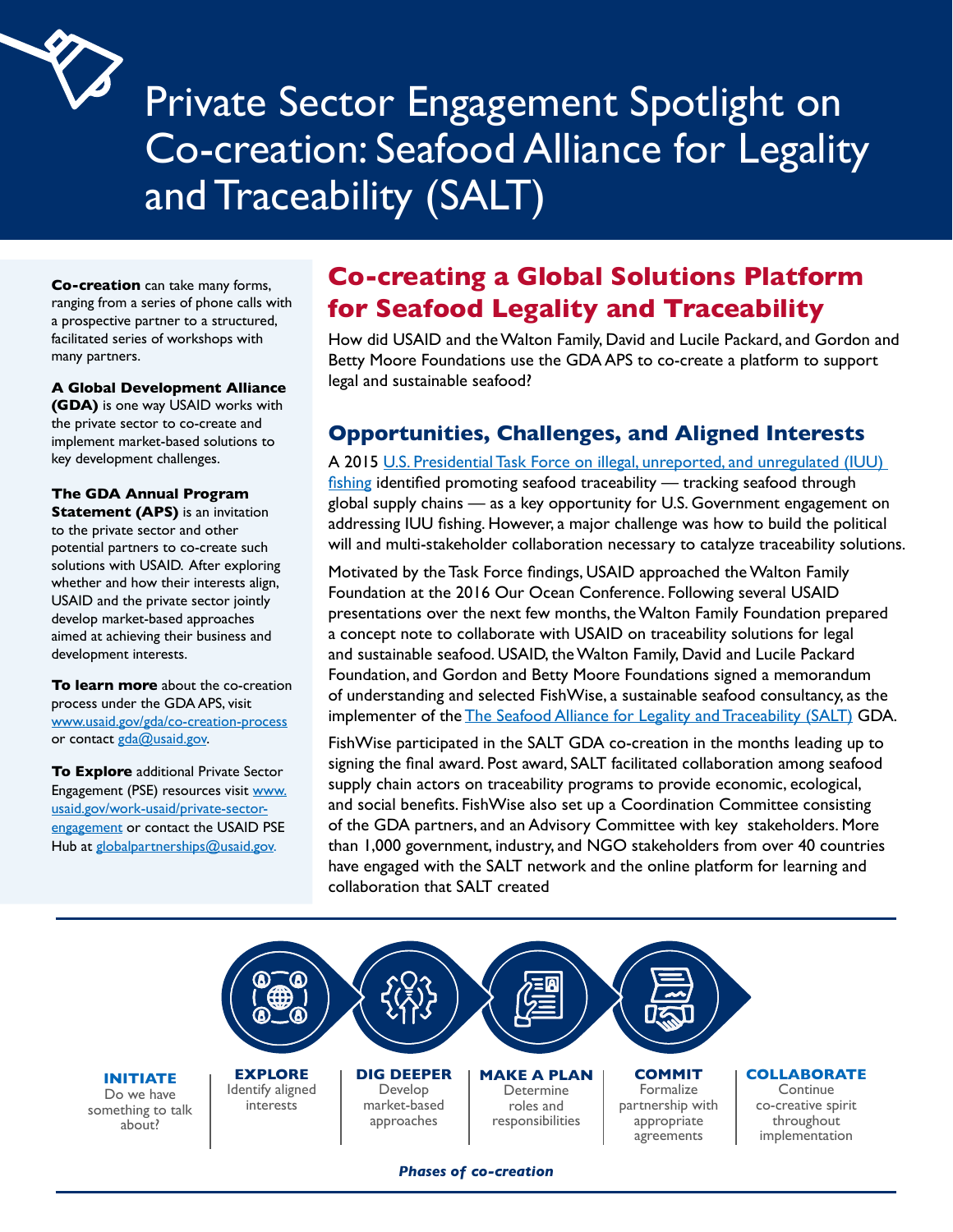# Private Sector Engagement Spotlight on Co-creation: Seafood Alliance for Legality and Traceability (SALT)

**Co-creation** can take many forms, ranging from a series of phone calls with a prospective partner to a structured, facilitated series of workshops with many partners.

**A Global Development Alliance (GDA)** is one way USAID works with the private sector to co-create and implement market-based solutions to key development challenges.

**The GDA Annual Program Statement (APS)** is an invitation to the private sector and other potential partners to co-create such solutions with USAID. After exploring whether and how their interests align, USAID and the private sector jointly develop market-based approaches aimed at achieving their business and development interests.

**To learn more** about the co-creation process under the GDA APS, visit www.usaid.gov/gda/co-creation-process or contact gda@usaid.gov.

**To Explore** additional Private Sector Engagement (PSE) resources visit www.usaid.gov/work-usaid/private-sector-engagement or contact the USAID PSE Hub at globalpartnerships@usaid.gov.

## Co-creating a Global Solutions Platform for Seafood Legality and Traceability

How did USAID and the Walton Family, David and Lucile Packard, and Gordon and Betty Moore Foundations use the GDA APS to co-create a platform to support legal and sustainable seafood?

## Opportunities, Challenges, and Aligned Interests

A 2015 U.S. Presidential Task Force on illegal, unreported, and unregulated (IUU) fishing identified promoting seafood traceability — tracking seafood through global supply chains — as a key opportunity for U.S. Government engagement on addressing IUU fishing. However, a major challenge was how to build the political will and multi-stakeholder collaboration necessary to catalyze traceability solutions.

Motivated by the Task Force findings, USAID approached the Walton Family Foundation at the 2016 Our Ocean Conference. Following several USAID presentations over the next few months, the Walton Family Foundation prepared a concept note to collaborate with USAID on traceability solutions for legal and sustainable seafood. USAID, the Walton Family, David and Lucile Packard Foundation, and Gordon and Betty Moore Foundations signed a memorandum of understanding and selected FishWise, a sustainable seafood consultancy, as the implementer of the The Seafood Alliance for Legality and Traceability (SALT) GDA.

FishWise participated in the SALT GDA co-creation in the months leading up to signing the final award. Post award, SALT facilitated collaboration among seafood supply chain actors on traceability programs to provide economic, ecological, and social benefits. FishWise also set up a Coordination Committee consisting of the GDA partners, and an Advisory Committee with key stakeholders. More than 1,000 government, industry, and NGO stakeholders from over 40 countries have engaged with the SALT network and the online platform for learning and collaboration that SALT created

**INITIATE**
Do we have something to talk about?

**EXPLORE**
Identify aligned interests

**DIG DEEPER**
Develop market-based approaches

**MAKE A PLAN**
Determine roles and responsibilities

**COMMIT**
Formalize partnership with appropriate agreements

**COLLABORATE**
Continue co-creative spirit throughout implementation

***Phases of co-creation***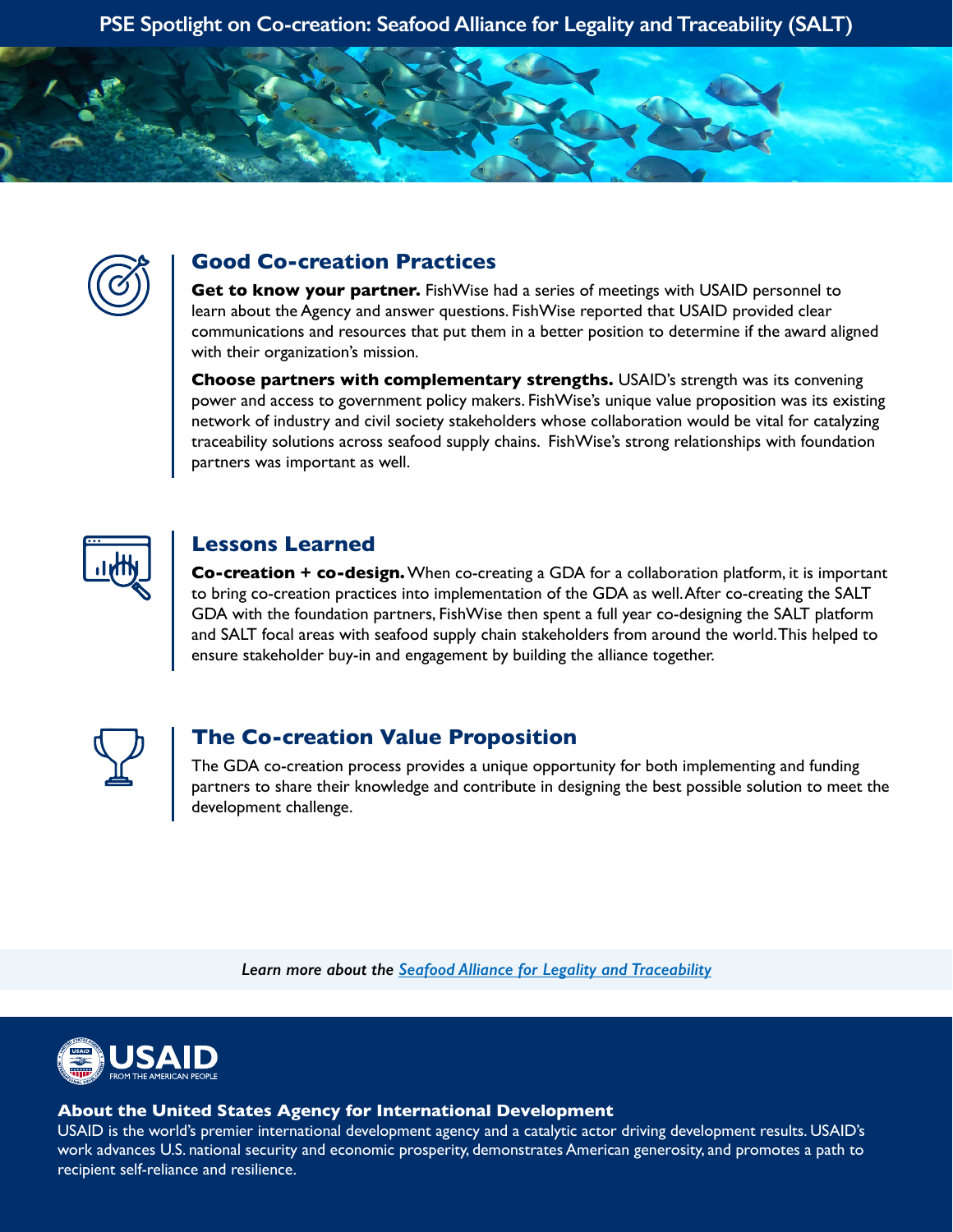# PSE Spotlight on Co-creation: Seafood Alliance for Legality and Traceability (SALT)

## Good Co-creation Practices

**Get to know your partner.** FishWise had a series of meetings with USAID personnel to learn about the Agency and answer questions. FishWise reported that USAID provided clear communications and resources that put them in a better position to determine if the award aligned with their organization's mission.

**Choose partners with complementary strengths.** USAID's strength was its convening power and access to government policy makers. FishWise's unique value proposition was its existing network of industry and civil society stakeholders whose collaboration would be vital for catalyzing traceability solutions across seafood supply chains. FishWise's strong relationships with foundation partners was important as well.

## Lessons Learned

**Co-creation + co-design.** When co-creating a GDA for a collaboration platform, it is important to bring co-creation practices into implementation of the GDA as well. After co-creating the SALT GDA with the foundation partners, FishWise then spent a full year co-designing the SALT platform and SALT focal areas with seafood supply chain stakeholders from around the world. This helped to ensure stakeholder buy-in and engagement by building the alliance together.

## The Co-creation Value Proposition

The GDA co-creation process provides a unique opportunity for both implementing and funding partners to share their knowledge and contribute in designing the best possible solution to meet the development challenge.

*Learn more about the [Seafood Alliance for Legality and Traceability]()*

USAID FROM THE AMERICAN PEOPLE

### About the United States Agency for International Development

USAID is the world's premier international development agency and a catalytic actor driving development results. USAID's work advances U.S. national security and economic prosperity, demonstrates American generosity, and promotes a path to recipient self-reliance and resilience.